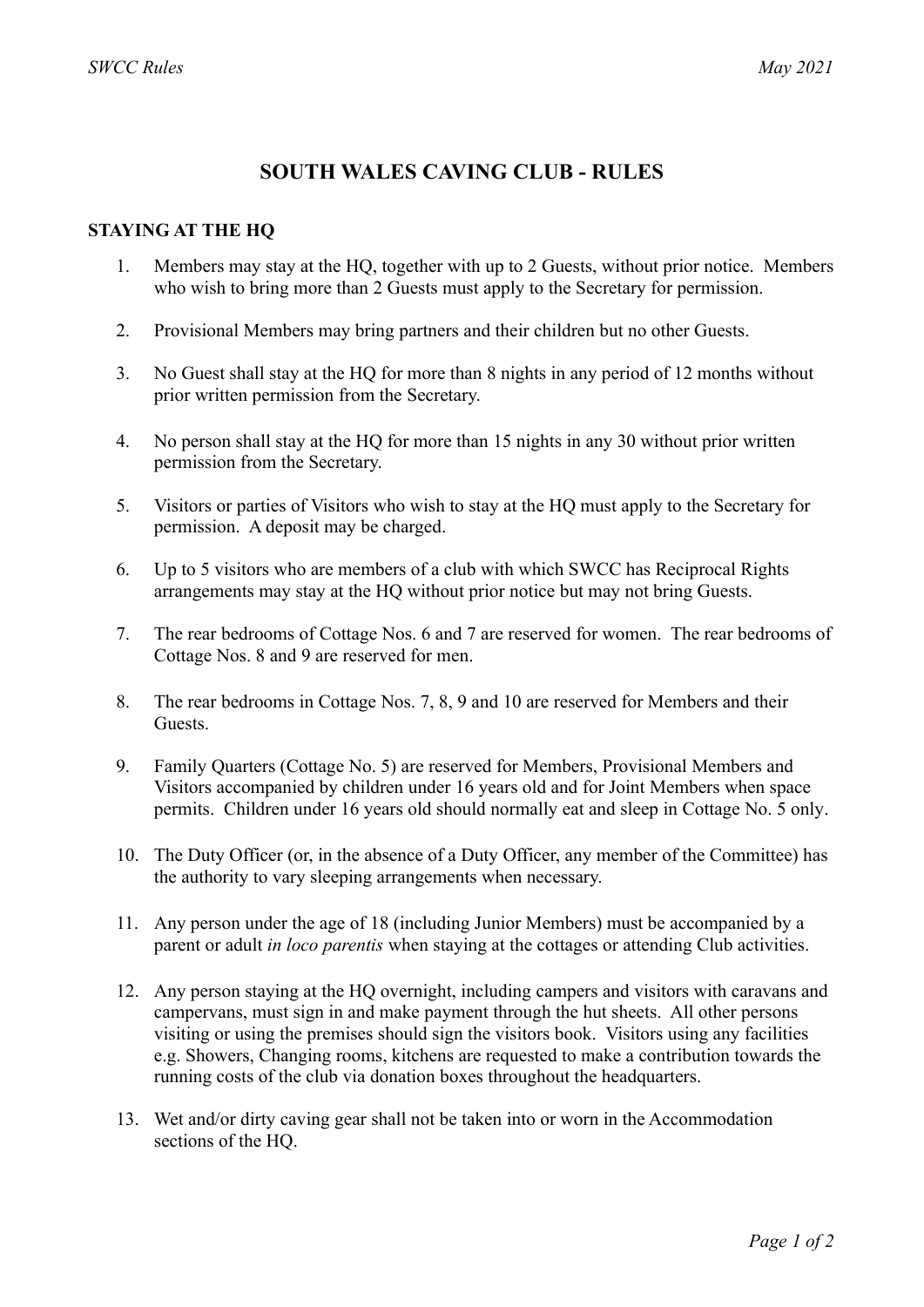# SOUTH WALES CAVING CLUB - RULES

## STAYING AT THE HQ

1. Members may stay at the HQ, together with up to 2 Guests, without prior notice. Members who wish to bring more than 2 Guests must apply to the Secretary for permission.

2. Provisional Members may bring partners and their children but no other Guests.

3. No Guest shall stay at the HQ for more than 8 nights in any period of 12 months without prior written permission from the Secretary.

4. No person shall stay at the HQ for more than 15 nights in any 30 without prior written permission from the Secretary.

5. Visitors or parties of Visitors who wish to stay at the HQ must apply to the Secretary for permission. A deposit may be charged.

6. Up to 5 visitors who are members of a club with which SWCC has Reciprocal Rights arrangements may stay at the HQ without prior notice but may not bring Guests.

7. The rear bedrooms of Cottage Nos. 6 and 7 are reserved for women. The rear bedrooms of Cottage Nos. 8 and 9 are reserved for men.

8. The rear bedrooms in Cottage Nos. 7, 8, 9 and 10 are reserved for Members and their Guests.

9. Family Quarters (Cottage No. 5) are reserved for Members, Provisional Members and Visitors accompanied by children under 16 years old and for Joint Members when space permits. Children under 16 years old should normally eat and sleep in Cottage No. 5 only.

10. The Duty Officer (or, in the absence of a Duty Officer, any member of the Committee) has the authority to vary sleeping arrangements when necessary.

11. Any person under the age of 18 (including Junior Members) must be accompanied by a parent or adult *in loco parentis* when staying at the cottages or attending Club activities.

12. Any person staying at the HQ overnight, including campers and visitors with caravans and campervans, must sign in and make payment through the hut sheets. All other persons visiting or using the premises should sign the visitors book. Visitors using any facilities e.g. Showers, Changing rooms, kitchens are requested to make a contribution towards the running costs of the club via donation boxes throughout the headquarters.

13. Wet and/or dirty caving gear shall not be taken into or worn in the Accommodation sections of the HQ.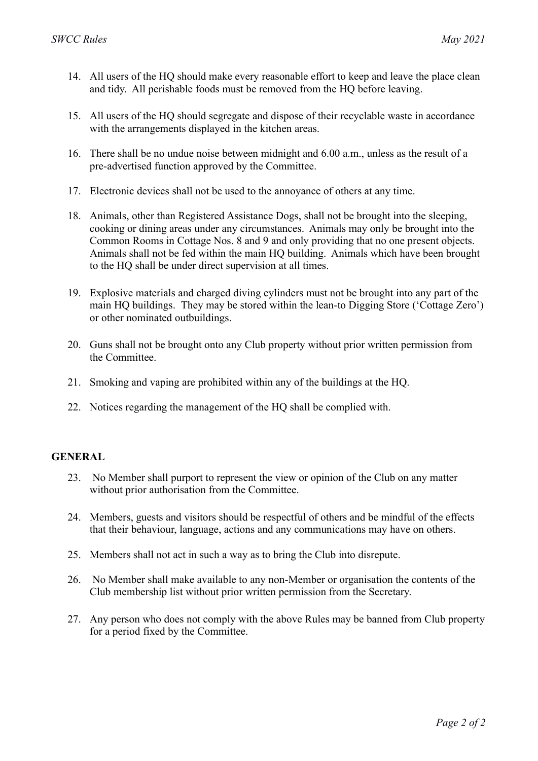14. All users of the HQ should make every reasonable effort to keep and leave the place clean and tidy. All perishable foods must be removed from the HQ before leaving.

15. All users of the HQ should segregate and dispose of their recyclable waste in accordance with the arrangements displayed in the kitchen areas.

16. There shall be no undue noise between midnight and 6.00 a.m., unless as the result of a pre-advertised function approved by the Committee.

17. Electronic devices shall not be used to the annoyance of others at any time.

18. Animals, other than Registered Assistance Dogs, shall not be brought into the sleeping, cooking or dining areas under any circumstances. Animals may only be brought into the Common Rooms in Cottage Nos. 8 and 9 and only providing that no one present objects. Animals shall not be fed within the main HQ building. Animals which have been brought to the HQ shall be under direct supervision at all times.

19. Explosive materials and charged diving cylinders must not be brought into any part of the main HQ buildings. They may be stored within the lean-to Digging Store ('Cottage Zero') or other nominated outbuildings.

20. Guns shall not be brought onto any Club property without prior written permission from the Committee.

21. Smoking and vaping are prohibited within any of the buildings at the HQ.

22. Notices regarding the management of the HQ shall be complied with.

## GENERAL

23. No Member shall purport to represent the view or opinion of the Club on any matter without prior authorisation from the Committee.

24. Members, guests and visitors should be respectful of others and be mindful of the effects that their behaviour, language, actions and any communications may have on others.

25. Members shall not act in such a way as to bring the Club into disrepute.

26. No Member shall make available to any non-Member or organisation the contents of the Club membership list without prior written permission from the Secretary.

27. Any person who does not comply with the above Rules may be banned from Club property for a period fixed by the Committee.